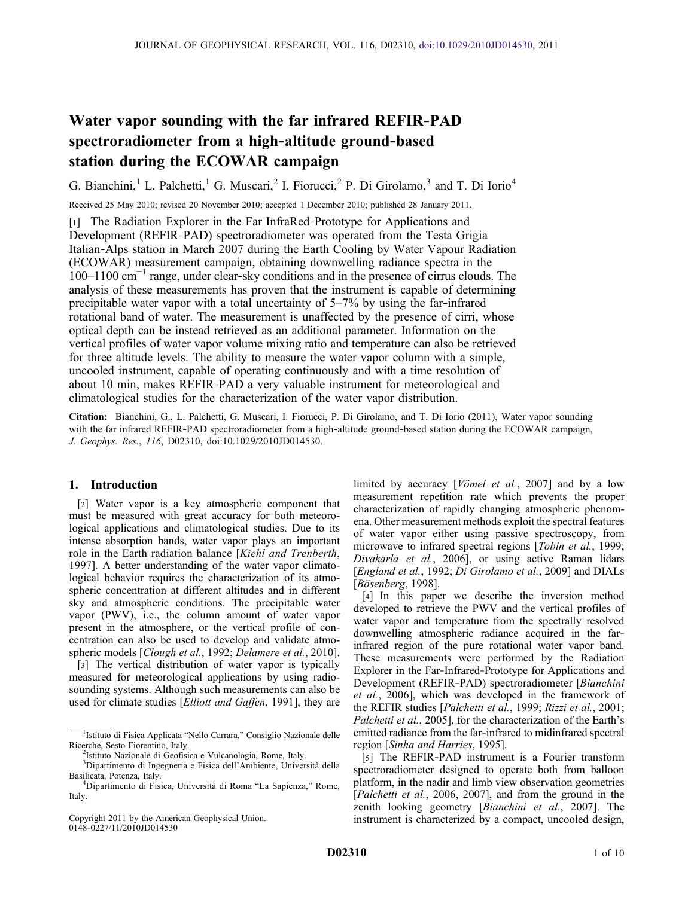# Water vapor sounding with the far infrared REFIR-PAD spectroradiometer from a high-altitude ground-based station during the ECOWAR campaign

G. Bianchini,[1] L. Palchetti,[1] G. Muscari,[2] I. Fiorucci,[2] P. Di Girolamo,[3] and T. Di Iorio[4]

Received 25 May 2010; revised 20 November 2010; accepted 1 December 2010; published 28 January 2011.

[1] The Radiation Explorer in the Far InfraRed-Prototype for Applications and Development (REFIR-PAD) spectroradiometer was operated from the Testa Grigia Italian-Alps station in March 2007 during the Earth Cooling by Water Vapour Radiation (ECOWAR) measurement campaign, obtaining downwelling radiance spectra in the 100–1100 $cm^{-1}$ range, under clear-sky conditions and in the presence of cirrus clouds. The analysis of these measurements has proven that the instrument is capable of determining precipitable water vapor with a total uncertainty of 5–7% by using the far-infrared rotational band of water. The measurement is unaffected by the presence of cirri, whose optical depth can be instead retrieved as an additional parameter. Information on the vertical profiles of water vapor volume mixing ratio and temperature can also be retrieved for three altitude levels. The ability to measure the water vapor column with a simple, uncooled instrument, capable of operating continuously and with a time resolution of about 10 min, makes REFIR-PAD a very valuable instrument for meteorological and climatological studies for the characterization of the water vapor distribution.

**Citation:** Bianchini, G., L. Palchetti, G. Muscari, I. Fiorucci, P. Di Girolamo, and T. Di Iorio (2011), Water vapor sounding with the far infrared REFIR-PAD spectroradiometer from a high-altitude ground-based station during the ECOWAR campaign, *J. Geophys. Res.*, *116*, D02310, doi:10.1029/2010JD014530.

## 1. Introduction

[2] Water vapor is a key atmospheric component that must be measured with great accuracy for both meteorological applications and climatological studies. Due to its intense absorption bands, water vapor plays an important role in the Earth radiation balance [*Kiehl and Trenberth*, 1997]. A better understanding of the water vapor climatological behavior requires the characterization of its atmospheric concentration at different altitudes and in different sky and atmospheric conditions. The precipitable water vapor (PWV), i.e., the column amount of water vapor present in the atmosphere, or the vertical profile of concentration can also be used to develop and validate atmospheric models [*Clough et al.*, 1992; *Delamere et al.*, 2010].

[3] The vertical distribution of water vapor is typically measured for meteorological applications by using radiosounding systems. Although such measurements can also be used for climate studies [*Elliott and Gaffen*, 1991], they are limited by accuracy [*Vömel et al.*, 2007] and by a low measurement repetition rate which prevents the proper characterization of rapidly changing atmospheric phenomena. Other measurement methods exploit the spectral features of water vapor either using passive spectroscopy, from microwave to infrared spectral regions [*Tobin et al.*, 1999; *Divakarla et al.*, 2006], or using active Raman lidars [*England et al.*, 1992; *Di Girolamo et al.*, 2009] and DIALs [*Bösenberg*, 1998].

[4] In this paper we describe the inversion method developed to retrieve the PWV and the vertical profiles of water vapor and temperature from the spectrally resolved downwelling atmospheric radiance acquired in the far-infrared region of the pure rotational water vapor band. These measurements were performed by the Radiation Explorer in the Far-Infrared-Prototype for Applications and Development (REFIR-PAD) spectroradiometer [*Bianchini et al.*, 2006], which was developed in the framework of the REFIR studies [*Palchetti et al.*, 1999; *Rizzi et al.*, 2001; *Palchetti et al.*, 2005], for the characterization of the Earth's emitted radiance from the far-infrared to midinfrared spectral region [*Sinha and Harries*, 1995].

[5] The REFIR-PAD instrument is a Fourier transform spectroradiometer designed to operate both from balloon platform, in the nadir and limb view observation geometries [*Palchetti et al.*, 2006, 2007], and from the ground in the zenith looking geometry [*Bianchini et al.*, 2007]. The instrument is characterized by a compact, uncooled design,

---

[1] Istituto di Fisica Applicata "Nello Carrara," Consiglio Nazionale delle Ricerche, Sesto Fiorentino, Italy.

[2] Istituto Nazionale di Geofisica e Vulcanologia, Rome, Italy.

[3] Dipartimento di Ingegneria e Fisica dell'Ambiente, Università della Basilicata, Potenza, Italy.

[4] Dipartimento di Fisica, Università di Roma "La Sapienza," Rome, Italy.

Copyright 2011 by the American Geophysical Union.
0148-0227/11/2010JD014530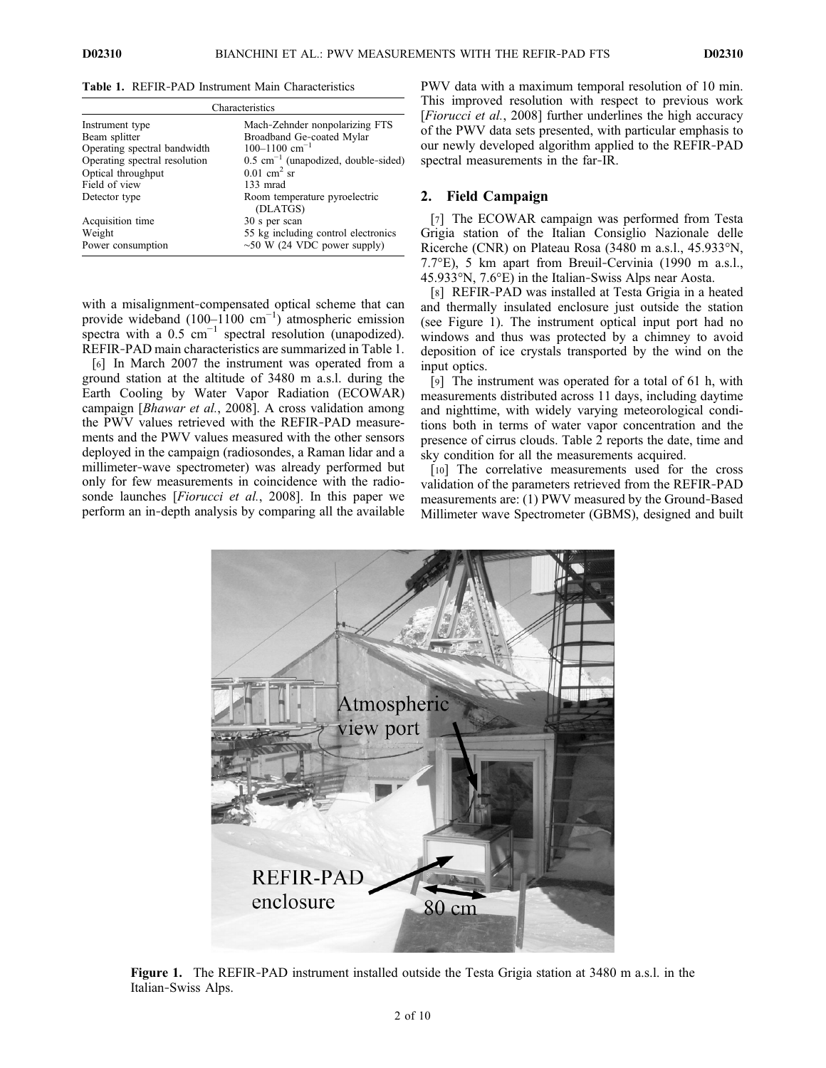**Table 1.** REFIR-PAD Instrument Main Characteristics

| Characteristics | |
|---|---|
| Instrument type | Mach-Zehnder nonpolarizing FTS |
| Beam splitter | Broadband Ge-coated Mylar |
| Operating spectral bandwidth | 100–1100 $cm^{-1}$ |
| Operating spectral resolution | 0.5 $cm^{-1}$ (unapodized, double-sided) |
| Optical throughput | 0.01 $cm^2$ sr |
| Field of view | 133 mrad |
| Detector type | Room temperature pyroelectric (DLATGS) |
| Acquisition time | 30 s per scan |
| Weight | 55 kg including control electronics |
| Power consumption | ~50 W (24 VDC power supply) |

with a misalignment-compensated optical scheme that can provide wideband (100–1100 $cm^{-1}$) atmospheric emission spectra with a 0.5 $cm^{-1}$ spectral resolution (unapodized). REFIR-PAD main characteristics are summarized in Table 1.

[6] In March 2007 the instrument was operated from a ground station at the altitude of 3480 m a.s.l. during the Earth Cooling by Water Vapor Radiation (ECOWAR) campaign [*Bhawar et al.*, 2008]. A cross validation among the PWV values retrieved with the REFIR-PAD measurements and the PWV values measured with the other sensors deployed in the campaign (radiosondes, a Raman lidar and a millimeter-wave spectrometer) was already performed but only for few measurements in coincidence with the radiosonde launches [*Fiorucci et al.*, 2008]. In this paper we perform an in-depth analysis by comparing all the available PWV data with a maximum temporal resolution of 10 min. This improved resolution with respect to previous work [*Fiorucci et al.*, 2008] further underlines the high accuracy of the PWV data sets presented, with particular emphasis to our newly developed algorithm applied to the REFIR-PAD spectral measurements in the far-IR.

## 2. Field Campaign

[7] The ECOWAR campaign was performed from Testa Grigia station of the Italian Consiglio Nazionale delle Ricerche (CNR) on Plateau Rosa (3480 m a.s.l., 45.933°N, 7.7°E), 5 km apart from Breuil-Cervinia (1990 m a.s.l., 45.933°N, 7.6°E) in the Italian-Swiss Alps near Aosta.

[8] REFIR-PAD was installed at Testa Grigia in a heated and thermally insulated enclosure just outside the station (see Figure 1). The instrument optical input port had no windows and thus was protected by a chimney to avoid deposition of ice crystals transported by the wind on the input optics.

[9] The instrument was operated for a total of 61 h, with measurements distributed across 11 days, including daytime and nighttime, with widely varying meteorological conditions both in terms of water vapor concentration and the presence of cirrus clouds. Table 2 reports the date, time and sky condition for all the measurements acquired.

[10] The correlative measurements used for the cross validation of the parameters retrieved from the REFIR-PAD measurements are: (1) PWV measured by the Ground-Based Millimeter wave Spectrometer (GBMS), designed and built

**Figure 1.** The REFIR-PAD instrument installed outside the Testa Grigia station at 3480 m a.s.l. in the Italian-Swiss Alps.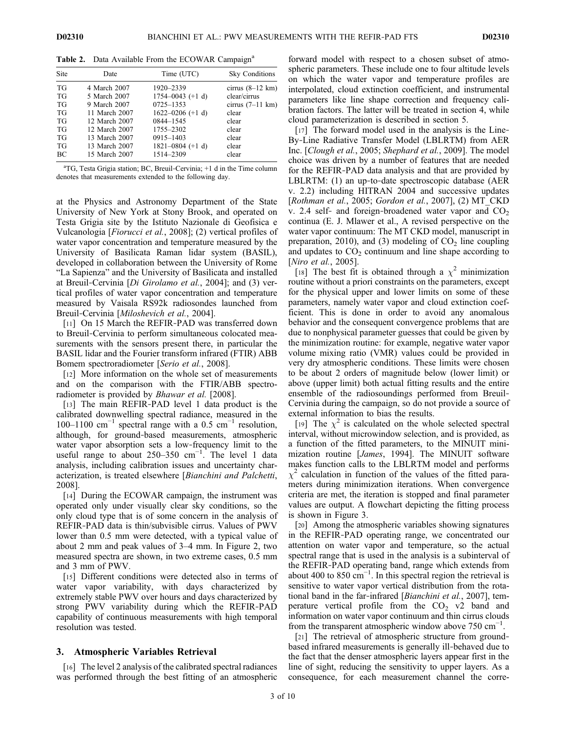**Table 2.** Data Available From the ECOWAR Campaign[a]

| Site | Date | Time (UTC) | Sky Conditions |
|---|---|---|---|
| TG | 4 March 2007 | 1920–2339 | cirrus (8–12 km) |
| TG | 5 March 2007 | 1754–0043 (+1 d) | clear/cirrus |
| TG | 9 March 2007 | 0725–1353 | cirrus (7–11 km) |
| TG | 11 March 2007 | 1622–0206 (+1 d) | clear |
| TG | 12 March 2007 | 0844–1545 | clear |
| TG | 12 March 2007 | 1755–2302 | clear |
| TG | 13 March 2007 | 0915–1403 | clear |
| TG | 13 March 2007 | 1821–0804 (+1 d) | clear |
| BC | 15 March 2007 | 1514–2309 | clear |

[a]TG, Testa Grigia station; BC, Breuil-Cervinia; +1 d in the Time column denotes that measurements extended to the following day.

at the Physics and Astronomy Department of the State University of New York at Stony Brook, and operated on Testa Grigia site by the Istituto Nazionale di Geofisica e Vulcanologia [*Fiorucci et al.*, 2008]; (2) vertical profiles of water vapor concentration and temperature measured by the University of Basilicata Raman lidar system (BASIL), developed in collaboration between the University of Rome "La Sapienza" and the University of Basilicata and installed at Breuil-Cervinia [*Di Girolamo et al.*, 2004]; and (3) vertical profiles of water vapor concentration and temperature measured by Vaisala RS92k radiosondes launched from Breuil-Cervinia [*Miloshevich et al.*, 2004].

[11] On 15 March the REFIR-PAD was transferred down to Breuil-Cervinia to perform simultaneous colocated measurements with the sensors present there, in particular the BASIL lidar and the Fourier transform infrared (FTIR) ABB Bomem spectroradiometer [*Serio et al.*, 2008].

[12] More information on the whole set of measurements and on the comparison with the FTIR/ABB spectroradiometer is provided by *Bhawar et al.* [2008].

[13] The main REFIR-PAD level 1 data product is the calibrated downwelling spectral radiance, measured in the 100–1100 $cm^{-1}$ spectral range with a 0.5 $cm^{-1}$ resolution, although, for ground-based measurements, atmospheric water vapor absorption sets a low-frequency limit to the useful range to about 250–350 $cm^{-1}$. The level 1 data analysis, including calibration issues and uncertainty characterization, is treated elsewhere [*Bianchini and Palchetti*, 2008].

[14] During the ECOWAR campaign, the instrument was operated only under visually clear sky conditions, so the only cloud type that is of some concern in the analysis of REFIR-PAD data is thin/subvisible cirrus. Values of PWV lower than 0.5 mm were detected, with a typical value of about 2 mm and peak values of 3–4 mm. In Figure 2, two measured spectra are shown, in two extreme cases, 0.5 mm and 3 mm of PWV.

[15] Different conditions were detected also in terms of water vapor variability, with days characterized by extremely stable PWV over hours and days characterized by strong PWV variability during which the REFIR-PAD capability of continuous measurements with high temporal resolution was tested.

## 3. Atmospheric Variables Retrieval

[16] The level 2 analysis of the calibrated spectral radiances was performed through the best fitting of an atmospheric forward model with respect to a chosen subset of atmospheric parameters. These include one to four altitude levels on which the water vapor and temperature profiles are interpolated, cloud extinction coefficient, and instrumental parameters like line shape correction and frequency calibration factors. The latter will be treated in section 4, while cloud parameterization is described in section 5.

[17] The forward model used in the analysis is the Line-By-Line Radiative Transfer Model (LBLRTM) from AER Inc. [*Clough et al.*, 2005; *Shephard et al.*, 2009]. The model choice was driven by a number of features that are needed for the REFIR-PAD data analysis and that are provided by LBLRTM: (1) an up-to-date spectroscopic database (AER v. 2.2) including HITRAN 2004 and successive updates [*Rothman et al.*, 2005; *Gordon et al.*, 2007], (2) MT_CKD v. 2.4 self- and foreign-broadened water vapor and $CO_2$ continua (E. J. Mlawer et al., A revised perspective on the water vapor continuum: The MT CKD model, manuscript in preparation, 2010), and (3) modeling of $CO_2$ line coupling and updates to $CO_2$ continuum and line shape according to [*Niro et al.*, 2005].

[18] The best fit is obtained through a $\chi^2$ minimization routine without a priori constraints on the parameters, except for the physical upper and lower limits on some of these parameters, namely water vapor and cloud extinction coefficient. This is done in order to avoid any anomalous behavior and the consequent convergence problems that are due to nonphysical parameter guesses that could be given by the minimization routine: for example, negative water vapor volume mixing ratio (VMR) values could be provided in very dry atmospheric conditions. These limits were chosen to be about 2 orders of magnitude below (lower limit) or above (upper limit) both actual fitting results and the entire ensemble of the radiosoundings performed from Breuil-Cervinia during the campaign, so do not provide a source of external information to bias the results.

[19] The $\chi^2$ is calculated on the whole selected spectral interval, without microwindow selection, and is provided, as a function of the fitted parameters, to the MINUIT minimization routine [*James*, 1994]. The MINUIT software makes function calls to the LBLRTM model and performs $\chi^2$ calculation in function of the values of the fitted parameters during minimization iterations. When convergence criteria are met, the iteration is stopped and final parameter values are output. A flowchart depicting the fitting process is shown in Figure 3.

[20] Among the atmospheric variables showing signatures in the REFIR-PAD operating range, we concentrated our attention on water vapor and temperature, so the actual spectral range that is used in the analysis is a subinterval of the REFIR-PAD operating band, range which extends from about 400 to 850 $cm^{-1}$. In this spectral region the retrieval is sensitive to water vapor vertical distribution from the rotational band in the far-infrared [*Bianchini et al.*, 2007], temperature vertical profile from the $CO_2$ v2 band and information on water vapor continuum and thin cirrus clouds from the transparent atmospheric window above 750 $cm^{-1}$.

[21] The retrieval of atmospheric structure from ground-based infrared measurements is generally ill-behaved due to the fact that the denser atmospheric layers appear first in the line of sight, reducing the sensitivity to upper layers. As a consequence, for each measurement channel the corre-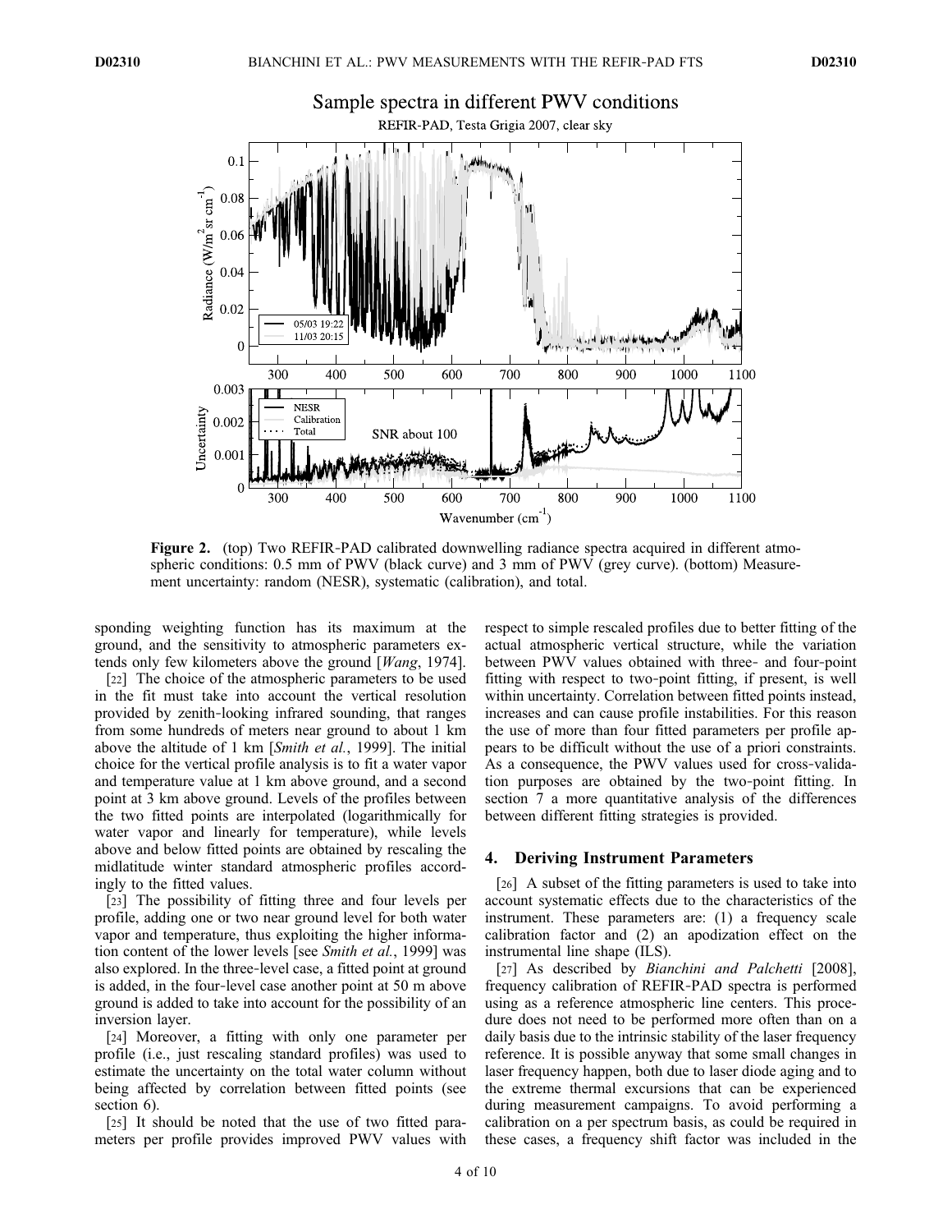**Figure 2.** (top) Two REFIR-PAD calibrated downwelling radiance spectra acquired in different atmospheric conditions: 0.5 mm of PWV (black curve) and 3 mm of PWV (grey curve). (bottom) Measurement uncertainty: random (NESR), systematic (calibration), and total.

sponding weighting function has its maximum at the ground, and the sensitivity to atmospheric parameters extends only few kilometers above the ground [*Wang*, 1974].

[22] The choice of the atmospheric parameters to be used in the fit must take into account the vertical resolution provided by zenith-looking infrared sounding, that ranges from some hundreds of meters near ground to about 1 km above the altitude of 1 km [*Smith et al.*, 1999]. The initial choice for the vertical profile analysis is to fit a water vapor and temperature value at 1 km above ground, and a second point at 3 km above ground. Levels of the profiles between the two fitted points are interpolated (logarithmically for water vapor and linearly for temperature), while levels above and below fitted points are obtained by rescaling the midlatitude winter standard atmospheric profiles accordingly to the fitted values.

[23] The possibility of fitting three and four levels per profile, adding one or two near ground level for both water vapor and temperature, thus exploiting the higher information content of the lower levels [see *Smith et al.*, 1999] was also explored. In the three-level case, a fitted point at ground is added, in the four-level case another point at 50 m above ground is added to take into account for the possibility of an inversion layer.

[24] Moreover, a fitting with only one parameter per profile (i.e., just rescaling standard profiles) was used to estimate the uncertainty on the total water column without being affected by correlation between fitted points (see section 6).

[25] It should be noted that the use of two fitted parameters per profile provides improved PWV values with respect to simple rescaled profiles due to better fitting of the actual atmospheric vertical structure, while the variation between PWV values obtained with three- and four-point fitting with respect to two-point fitting, if present, is well within uncertainty. Correlation between fitted points instead, increases and can cause profile instabilities. For this reason the use of more than four fitted parameters per profile appears to be difficult without the use of a priori constraints. As a consequence, the PWV values used for cross-validation purposes are obtained by the two-point fitting. In section 7 a more quantitative analysis of the differences between different fitting strategies is provided.

## 4. Deriving Instrument Parameters

[26] A subset of the fitting parameters is used to take into account systematic effects due to the characteristics of the instrument. These parameters are: (1) a frequency scale calibration factor and (2) an apodization effect on the instrumental line shape (ILS).

[27] As described by *Bianchini and Palchetti* [2008], frequency calibration of REFIR-PAD spectra is performed using as a reference atmospheric line centers. This procedure does not need to be performed more often than on a daily basis due to the intrinsic stability of the laser frequency reference. It is possible anyway that some small changes in laser frequency happen, both due to laser diode aging and to the extreme thermal excursions that can be experienced during measurement campaigns. To avoid performing a calibration on a per spectrum basis, as could be required in these cases, a frequency shift factor was included in the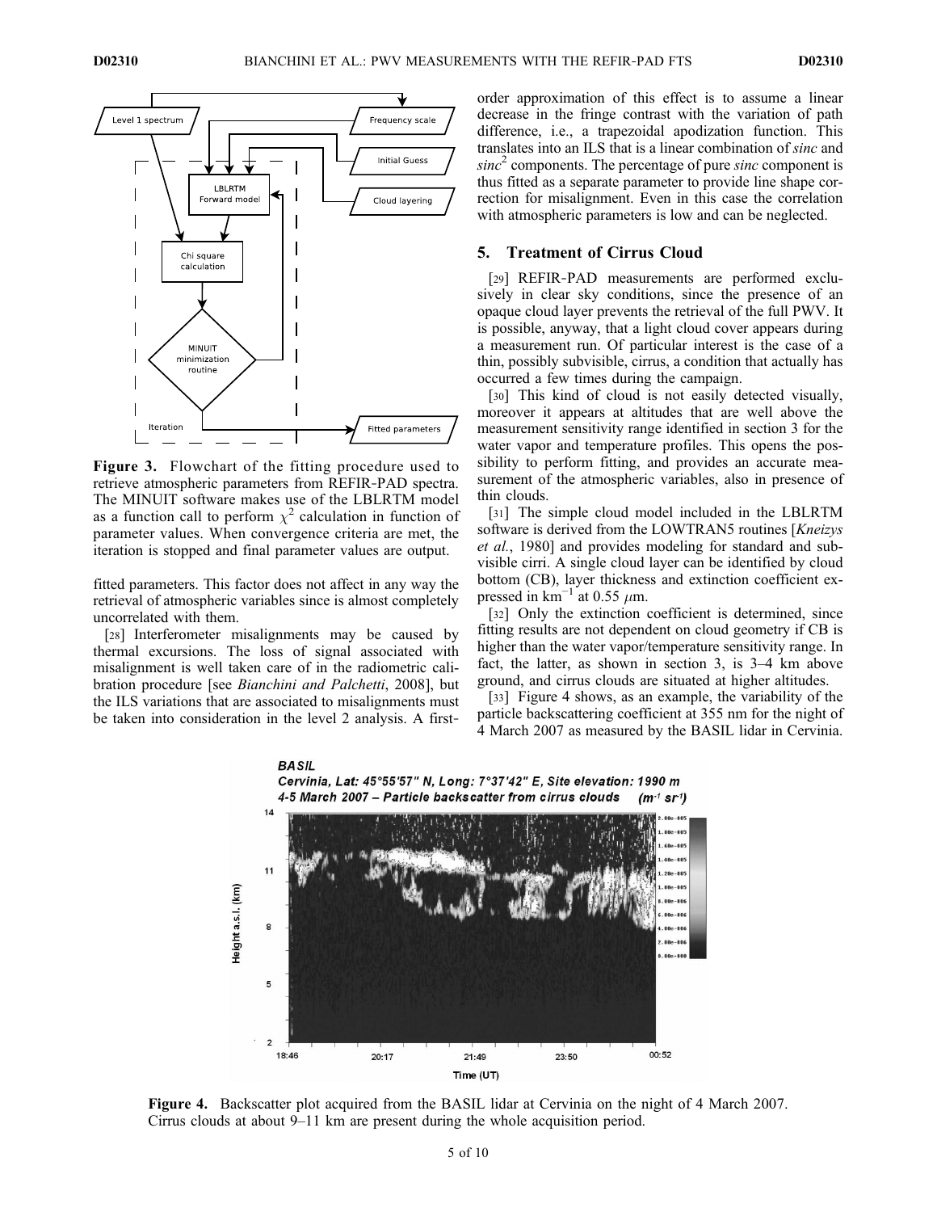Figure 3. Flowchart of the fitting procedure used to retrieve atmospheric parameters from REFIR-PAD spectra. The MINUIT software makes use of the LBLRTM model as a function call to perform $\chi^2$ calculation in function of parameter values. When convergence criteria are met, the iteration is stopped and final parameter values are output.

fitted parameters. This factor does not affect in any way the retrieval of atmospheric variables since is almost completely uncorrelated with them.

[28] Interferometer misalignments may be caused by thermal excursions. The loss of signal associated with misalignment is well taken care of in the radiometric calibration procedure [see *Bianchini and Palchetti*, 2008], but the ILS variations that are associated to misalignments must be taken into consideration in the level 2 analysis. A first-order approximation of this effect is to assume a linear decrease in the fringe contrast with the variation of path difference, i.e., a trapezoidal apodization function. This translates into an ILS that is a linear combination of *sinc* and *sinc*$^2$ components. The percentage of pure *sinc* component is thus fitted as a separate parameter to provide line shape correction for misalignment. Even in this case the correlation with atmospheric parameters is low and can be neglected.

## 5. Treatment of Cirrus Cloud

[29] REFIR-PAD measurements are performed exclusively in clear sky conditions, since the presence of an opaque cloud layer prevents the retrieval of the full PWV. It is possible, anyway, that a light cloud cover appears during a measurement run. Of particular interest is the case of a thin, possibly subvisible, cirrus, a condition that actually has occurred a few times during the campaign.

[30] This kind of cloud is not easily detected visually, moreover it appears at altitudes that are well above the measurement sensitivity range identified in section 3 for the water vapor and temperature profiles. This opens the possibility to perform fitting, and provides an accurate measurement of the atmospheric variables, also in presence of thin clouds.

[31] The simple cloud model included in the LBLRTM software is derived from the LOWTRAN5 routines [*Kneizys et al.*, 1980] and provides modeling for standard and subvisible cirri. A single cloud layer can be identified by cloud bottom (CB), layer thickness and extinction coefficient expressed in km$^{-1}$ at 0.55 $\mu$m.

[32] Only the extinction coefficient is determined, since fitting results are not dependent on cloud geometry if CB is higher than the water vapor/temperature sensitivity range. In fact, the latter, as shown in section 3, is 3–4 km above ground, and cirrus clouds are situated at higher altitudes.

[33] Figure 4 shows, as an example, the variability of the particle backscattering coefficient at 355 nm for the night of 4 March 2007 as measured by the BASIL lidar in Cervinia.

Figure 4. Backscatter plot acquired from the BASIL lidar at Cervinia on the night of 4 March 2007. Cirrus clouds at about 9–11 km are present during the whole acquisition period.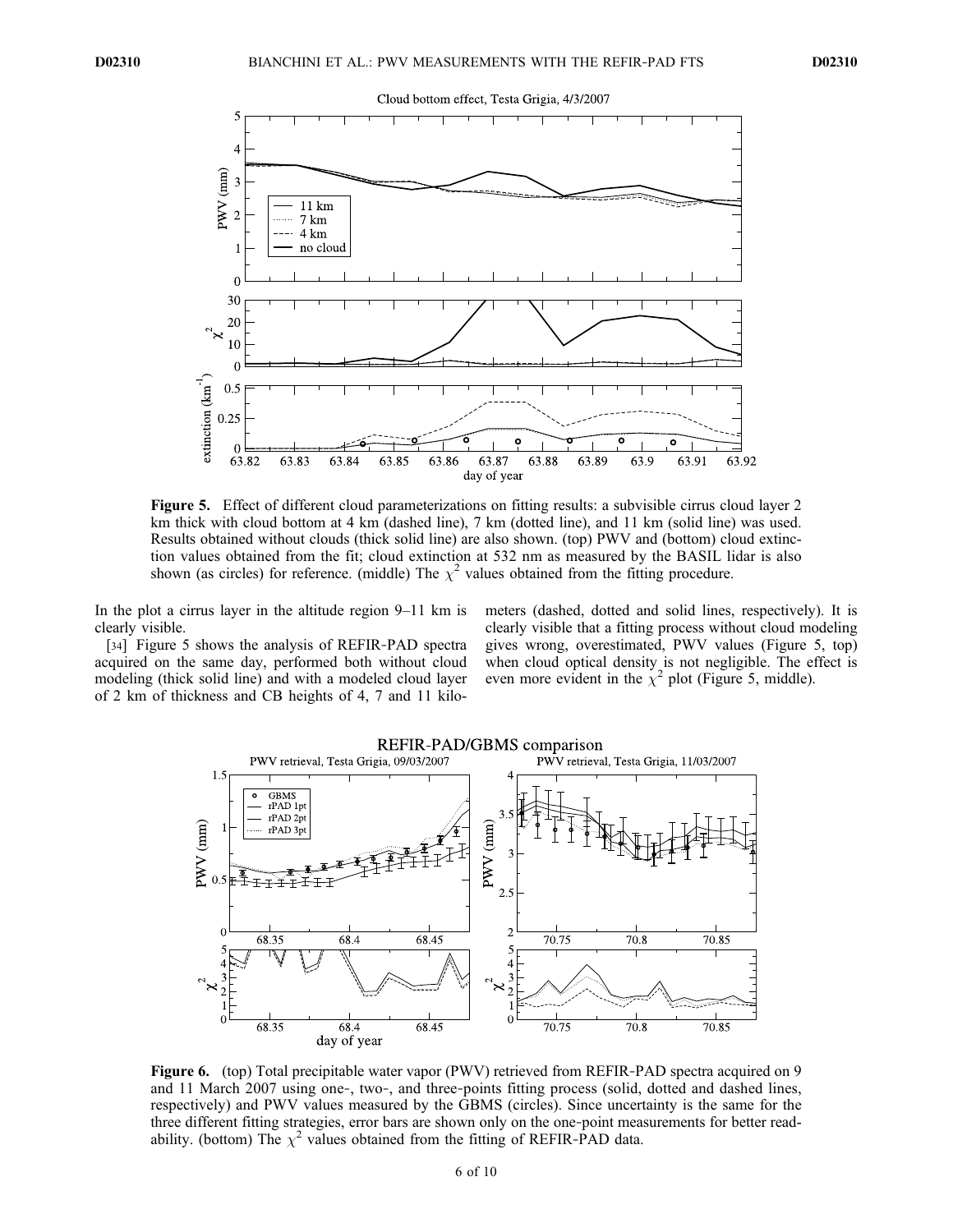**Figure 5.** Effect of different cloud parameterizations on fitting results: a subvisible cirrus cloud layer 2 km thick with cloud bottom at 4 km (dashed line), 7 km (dotted line), and 11 km (solid line) was used. Results obtained without clouds (thick solid line) are also shown. (top) PWV and (bottom) cloud extinction values obtained from the fit; cloud extinction at 532 nm as measured by the BASIL lidar is also shown (as circles) for reference. (middle) The $\chi^2$ values obtained from the fitting procedure.

In the plot a cirrus layer in the altitude region 9–11 km is clearly visible.

[34] Figure 5 shows the analysis of REFIR-PAD spectra acquired on the same day, performed both without cloud modeling (thick solid line) and with a modeled cloud layer of 2 km of thickness and CB heights of 4, 7 and 11 kilometers (dashed, dotted and solid lines, respectively). It is clearly visible that a fitting process without cloud modeling gives wrong, overestimated, PWV values (Figure 5, top) when cloud optical density is not negligible. The effect is even more evident in the $\chi^2$ plot (Figure 5, middle).

**Figure 6.** (top) Total precipitable water vapor (PWV) retrieved from REFIR-PAD spectra acquired on 9 and 11 March 2007 using one-, two-, and three-points fitting process (solid, dotted and dashed lines, respectively) and PWV values measured by the GBMS (circles). Since uncertainty is the same for the three different fitting strategies, error bars are shown only on the one-point measurements for better readability. (bottom) The $\chi^2$ values obtained from the fitting of REFIR-PAD data.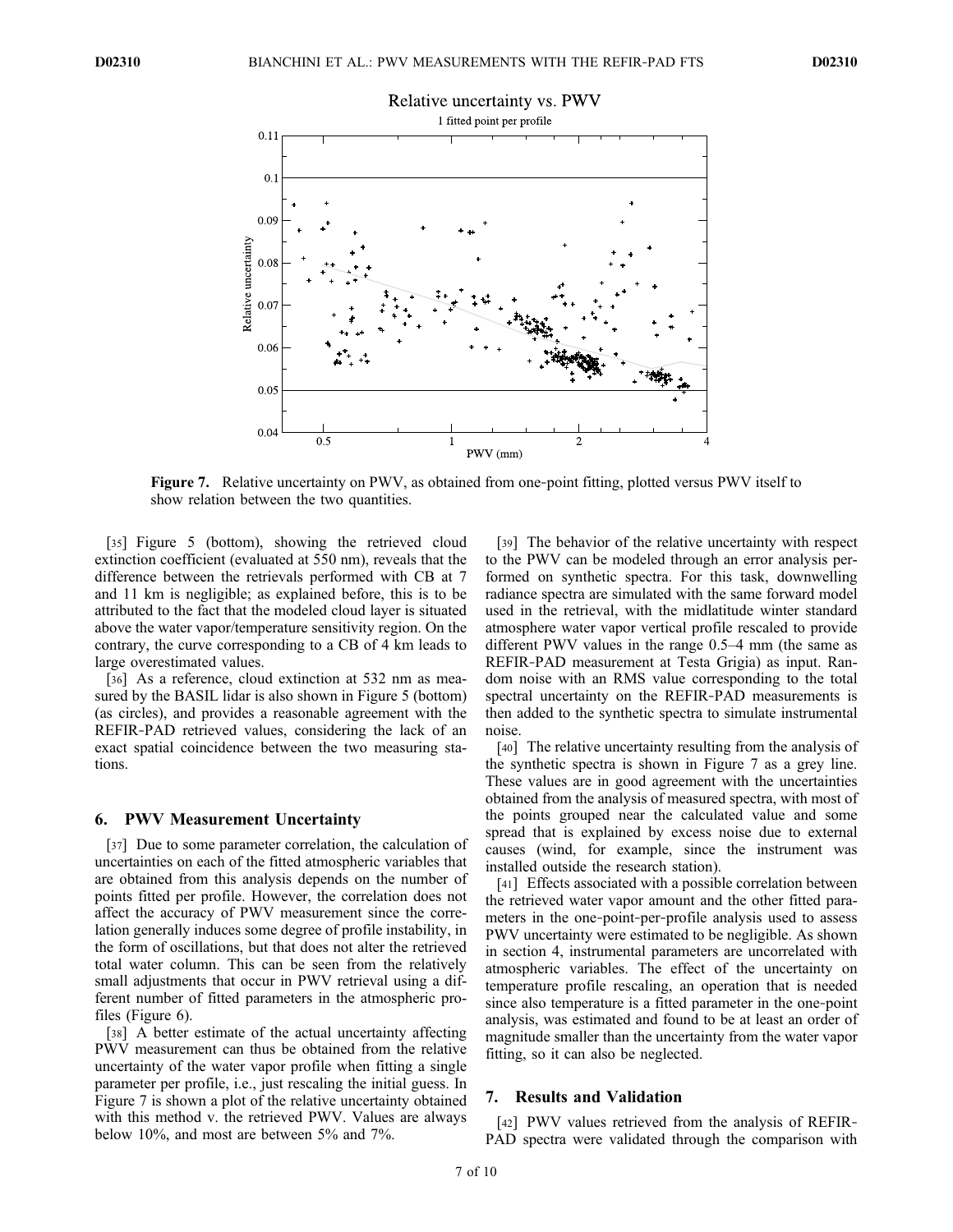Figure 7. Relative uncertainty on PWV, as obtained from one-point fitting, plotted versus PWV itself to show relation between the two quantities.

[35] Figure 5 (bottom), showing the retrieved cloud extinction coefficient (evaluated at 550 nm), reveals that the difference between the retrievals performed with CB at 7 and 11 km is negligible; as explained before, this is to be attributed to the fact that the modeled cloud layer is situated above the water vapor/temperature sensitivity region. On the contrary, the curve corresponding to a CB of 4 km leads to large overestimated values.

[36] As a reference, cloud extinction at 532 nm as measured by the BASIL lidar is also shown in Figure 5 (bottom) (as circles), and provides a reasonable agreement with the REFIR-PAD retrieved values, considering the lack of an exact spatial coincidence between the two measuring stations.

## 6. PWV Measurement Uncertainty

[37] Due to some parameter correlation, the calculation of uncertainties on each of the fitted atmospheric variables that are obtained from this analysis depends on the number of points fitted per profile. However, the correlation does not affect the accuracy of PWV measurement since the correlation generally induces some degree of profile instability, in the form of oscillations, but that does not alter the retrieved total water column. This can be seen from the relatively small adjustments that occur in PWV retrieval using a different number of fitted parameters in the atmospheric profiles (Figure 6).

[38] A better estimate of the actual uncertainty affecting PWV measurement can thus be obtained from the relative uncertainty of the water vapor profile when fitting a single parameter per profile, i.e., just rescaling the initial guess. In Figure 7 is shown a plot of the relative uncertainty obtained with this method v. the retrieved PWV. Values are always below 10%, and most are between 5% and 7%.

[39] The behavior of the relative uncertainty with respect to the PWV can be modeled through an error analysis performed on synthetic spectra. For this task, downwelling radiance spectra are simulated with the same forward model used in the retrieval, with the midlatitude winter standard atmosphere water vapor vertical profile rescaled to provide different PWV values in the range 0.5–4 mm (the same as REFIR-PAD measurement at Testa Grigia) as input. Random noise with an RMS value corresponding to the total spectral uncertainty on the REFIR-PAD measurements is then added to the synthetic spectra to simulate instrumental noise.

[40] The relative uncertainty resulting from the analysis of the synthetic spectra is shown in Figure 7 as a grey line. These values are in good agreement with the uncertainties obtained from the analysis of measured spectra, with most of the points grouped near the calculated value and some spread that is explained by excess noise due to external causes (wind, for example, since the instrument was installed outside the research station).

[41] Effects associated with a possible correlation between the retrieved water vapor amount and the other fitted parameters in the one-point-per-profile analysis used to assess PWV uncertainty were estimated to be negligible. As shown in section 4, instrumental parameters are uncorrelated with atmospheric variables. The effect of the uncertainty on temperature profile rescaling, an operation that is needed since also temperature is a fitted parameter in the one-point analysis, was estimated and found to be at least an order of magnitude smaller than the uncertainty from the water vapor fitting, so it can also be neglected.

## 7. Results and Validation

[42] PWV values retrieved from the analysis of REFIR-PAD spectra were validated through the comparison with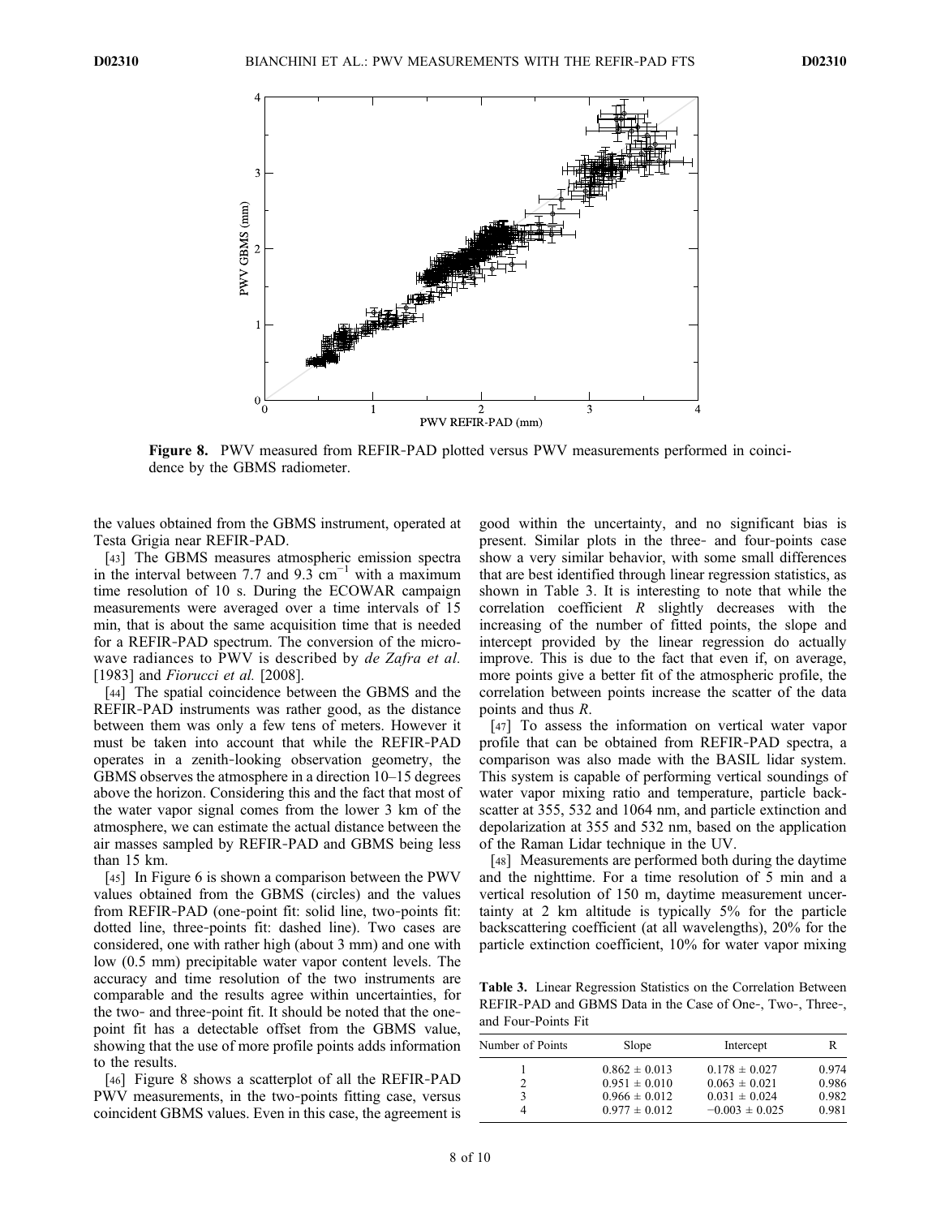**Figure 8.** PWV measured from REFIR-PAD plotted versus PWV measurements performed in coincidence by the GBMS radiometer.

the values obtained from the GBMS instrument, operated at Testa Grigia near REFIR-PAD.

[43] The GBMS measures atmospheric emission spectra in the interval between 7.7 and 9.3 $cm^{-1}$ with a maximum time resolution of 10 s. During the ECOWAR campaign measurements were averaged over a time intervals of 15 min, that is about the same acquisition time that is needed for a REFIR-PAD spectrum. The conversion of the microwave radiances to PWV is described by *de Zafra et al.* [1983] and *Fiorucci et al.* [2008].

[44] The spatial coincidence between the GBMS and the REFIR-PAD instruments was rather good, as the distance between them was only a few tens of meters. However it must be taken into account that while the REFIR-PAD operates in a zenith-looking observation geometry, the GBMS observes the atmosphere in a direction 10–15 degrees above the horizon. Considering this and the fact that most of the water vapor signal comes from the lower 3 km of the atmosphere, we can estimate the actual distance between the air masses sampled by REFIR-PAD and GBMS being less than 15 km.

[45] In Figure 6 is shown a comparison between the PWV values obtained from the GBMS (circles) and the values from REFIR-PAD (one-point fit: solid line, two-points fit: dotted line, three-points fit: dashed line). Two cases are considered, one with rather high (about 3 mm) and one with low (0.5 mm) precipitable water vapor content levels. The accuracy and time resolution of the two instruments are comparable and the results agree within uncertainties, for the two- and three-point fit. It should be noted that the one-point fit has a detectable offset from the GBMS value, showing that the use of more profile points adds information to the results.

[46] Figure 8 shows a scatterplot of all the REFIR-PAD PWV measurements, in the two-points fitting case, versus coincident GBMS values. Even in this case, the agreement is good within the uncertainty, and no significant bias is present. Similar plots in the three- and four-points case show a very similar behavior, with some small differences that are best identified through linear regression statistics, as shown in Table 3. It is interesting to note that while the correlation coefficient $R$ slightly decreases with the increasing of the number of fitted points, the slope and intercept provided by the linear regression do actually improve. This is due to the fact that even if, on average, more points give a better fit of the atmospheric profile, the correlation between points increase the scatter of the data points and thus $R$.

[47] To assess the information on vertical water vapor profile that can be obtained from REFIR-PAD spectra, a comparison was also made with the BASIL lidar system. This system is capable of performing vertical soundings of water vapor mixing ratio and temperature, particle backscatter at 355, 532 and 1064 nm, and particle extinction and depolarization at 355 and 532 nm, based on the application of the Raman Lidar technique in the UV.

[48] Measurements are performed both during the daytime and the nighttime. For a time resolution of 5 min and a vertical resolution of 150 m, daytime measurement uncertainty at 2 km altitude is typically 5% for the particle backscattering coefficient (at all wavelengths), 20% for the particle extinction coefficient, 10% for water vapor mixing

**Table 3.** Linear Regression Statistics on the Correlation Between REFIR-PAD and GBMS Data in the Case of One-, Two-, Three-, and Four-Points Fit

| Number of Points | Slope | Intercept | R |
|---|---|---|---|
| 1 | $0.862 \pm 0.013$ | $0.178 \pm 0.027$ | 0.974 |
| 2 | $0.951 \pm 0.010$ | $0.063 \pm 0.021$ | 0.986 |
| 3 | $0.966 \pm 0.012$ | $0.031 \pm 0.024$ | 0.982 |
| 4 | $0.977 \pm 0.012$ | $-0.003 \pm 0.025$ | 0.981 |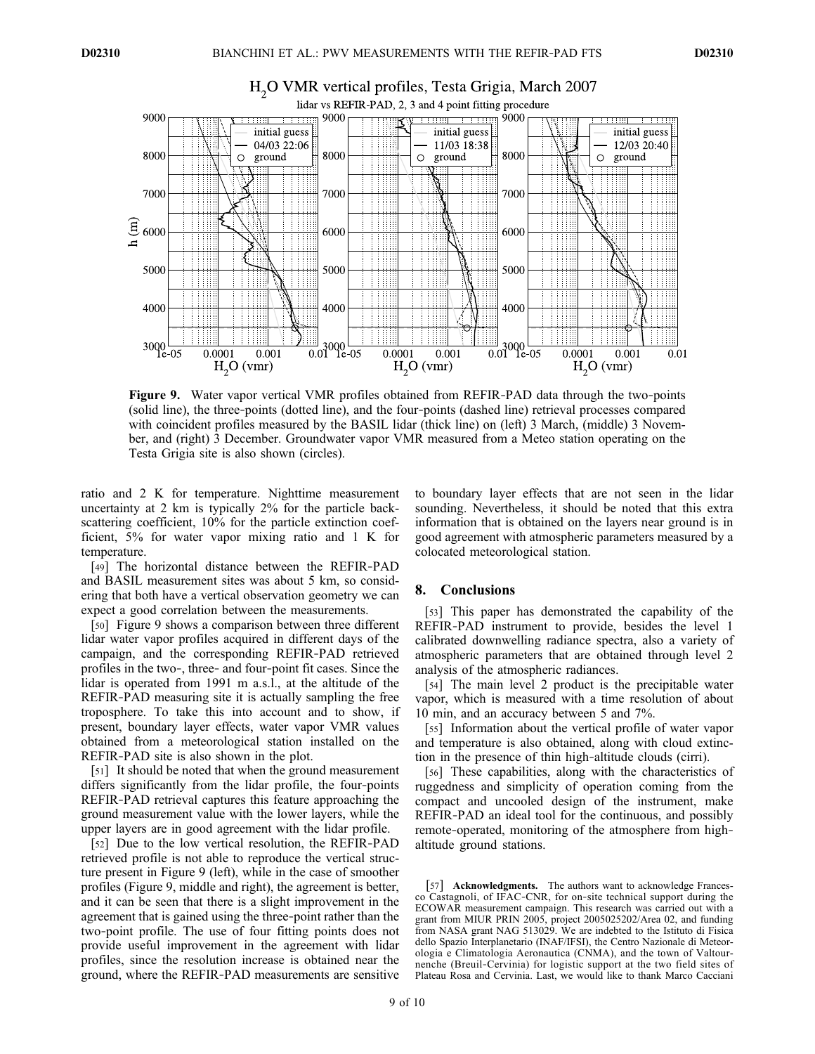Figure 9. Water vapor vertical VMR profiles obtained from REFIR-PAD data through the two-points (solid line), the three-points (dotted line), and the four-points (dashed line) retrieval processes compared with coincident profiles measured by the BASIL lidar (thick line) on (left) 3 March, (middle) 3 November, and (right) 3 December. Groundwater vapor VMR measured from a Meteo station operating on the Testa Grigia site is also shown (circles).

ratio and 2 K for temperature. Nighttime measurement uncertainty at 2 km is typically 2% for the particle backscattering coefficient, 10% for the particle extinction coefficient, 5% for water vapor mixing ratio and 1 K for temperature.

[49] The horizontal distance between the REFIR-PAD and BASIL measurement sites was about 5 km, so considering that both have a vertical observation geometry we can expect a good correlation between the measurements.

[50] Figure 9 shows a comparison between three different lidar water vapor profiles acquired in different days of the campaign, and the corresponding REFIR-PAD retrieved profiles in the two-, three- and four-point fit cases. Since the lidar is operated from 1991 m a.s.l., at the altitude of the REFIR-PAD measuring site it is actually sampling the free troposphere. To take this into account and to show, if present, boundary layer effects, water vapor VMR values obtained from a meteorological station installed on the REFIR-PAD site is also shown in the plot.

[51] It should be noted that when the ground measurement differs significantly from the lidar profile, the four-points REFIR-PAD retrieval captures this feature approaching the ground measurement value with the lower layers, while the upper layers are in good agreement with the lidar profile.

[52] Due to the low vertical resolution, the REFIR-PAD retrieved profile is not able to reproduce the vertical structure present in Figure 9 (left), while in the case of smoother profiles (Figure 9, middle and right), the agreement is better, and it can be seen that there is a slight improvement in the agreement that is gained using the three-point rather than the two-point profile. The use of four fitting points does not provide useful improvement in the agreement with lidar profiles, since the resolution increase is obtained near the ground, where the REFIR-PAD measurements are sensitive to boundary layer effects that are not seen in the lidar sounding. Nevertheless, it should be noted that this extra information that is obtained on the layers near ground is in good agreement with atmospheric parameters measured by a colocated meteorological station.

## 8. Conclusions

[53] This paper has demonstrated the capability of the REFIR-PAD instrument to provide, besides the level 1 calibrated downwelling radiance spectra, also a variety of atmospheric parameters that are obtained through level 2 analysis of the atmospheric radiances.

[54] The main level 2 product is the precipitable water vapor, which is measured with a time resolution of about 10 min, and an accuracy between 5 and 7%.

[55] Information about the vertical profile of water vapor and temperature is also obtained, along with cloud extinction in the presence of thin high-altitude clouds (cirri).

[56] These capabilities, along with the characteristics of ruggedness and simplicity of operation coming from the compact and uncooled design of the instrument, make REFIR-PAD an ideal tool for the continuous, and possibly remote-operated, monitoring of the atmosphere from high-altitude ground stations.

[57] **Acknowledgments.** The authors want to acknowledge Francesco Castagnoli, of IFAC-CNR, for on-site technical support during the ECOWAR measurement campaign. This research was carried out with a grant from MIUR PRIN 2005, project 2005025202/Area 02, and funding from NASA grant NAG 513029. We are indebted to the Istituto di Fisica dello Spazio Interplanetario (INAF/IFSI), the Centro Nazionale di Meteorologia e Climatologia Aeronautica (CNMA), and the town of Valtournenche (Breuil-Cervinia) for logistic support at the two field sites of Plateau Rosa and Cervinia. Last, we would like to thank Marco Cacciani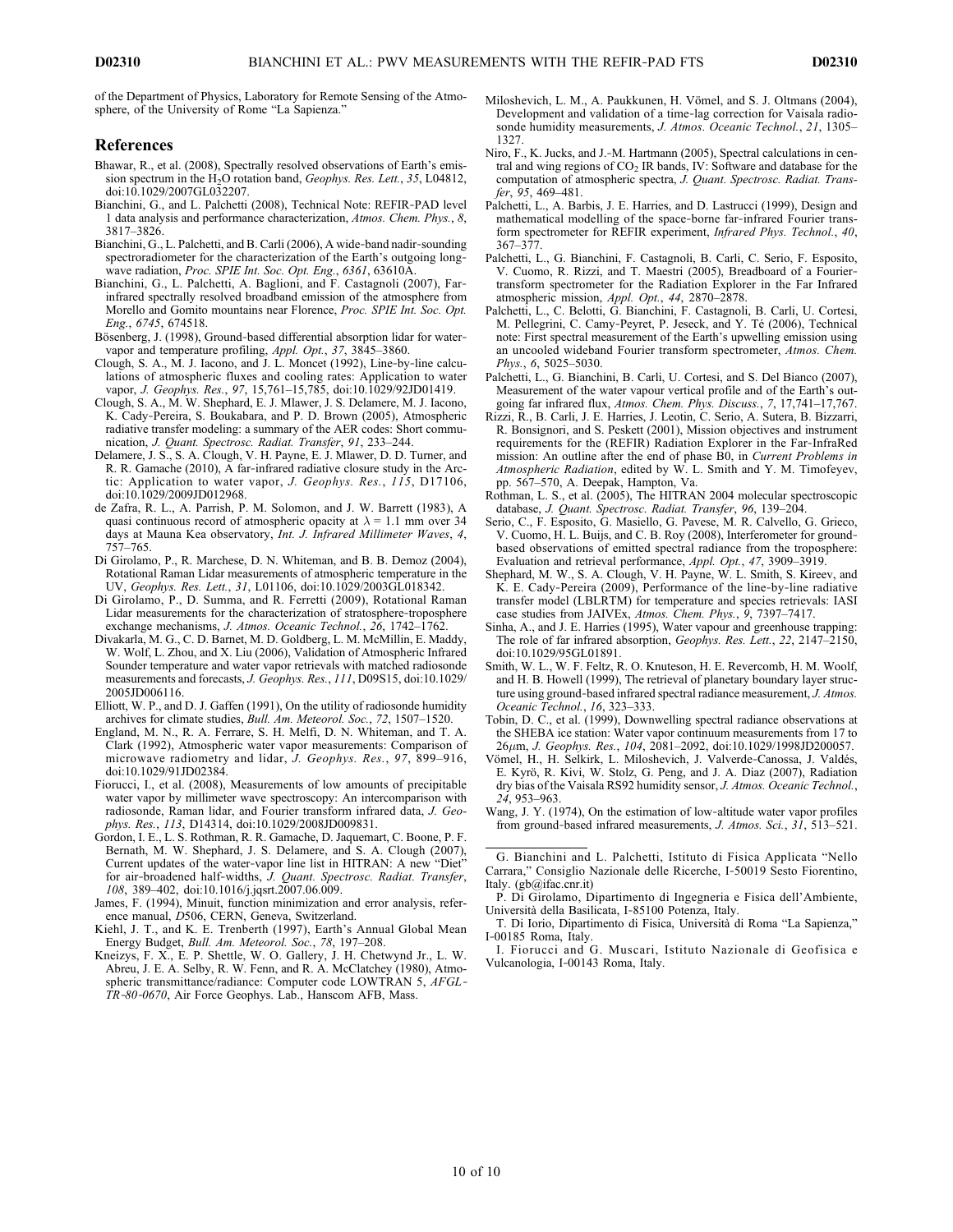of the Department of Physics, Laboratory for Remote Sensing of the Atmosphere, of the University of Rome "La Sapienza."

## References

Bhawar, R., et al. (2008), Spectrally resolved observations of Earth's emission spectrum in the $H_2O$ rotation band, *Geophys. Res. Lett.*, *35*, L04812, doi:10.1029/2007GL032207.

Bianchini, G., and L. Palchetti (2008), Technical Note: REFIR-PAD level 1 data analysis and performance characterization, *Atmos. Chem. Phys.*, *8*, 3817–3826.

Bianchini, G., L. Palchetti, and B. Carli (2006), A wide-band nadir-sounding spectroradiometer for the characterization of the Earth's outgoing long-wave radiation, *Proc. SPIE Int. Soc. Opt. Eng.*, *6361*, 63610A.

Bianchini, G., L. Palchetti, A. Baglioni, and F. Castagnoli (2007), Far-infrared spectrally resolved broadband emission of the atmosphere from Morello and Gomito mountains near Florence, *Proc. SPIE Int. Soc. Opt. Eng.*, *6745*, 674518.

Bösenberg, J. (1998), Ground-based differential absorption lidar for water-vapor and temperature profiling, *Appl. Opt.*, *37*, 3845–3860.

Clough, S. A., M. J. Iacono, and J. L. Moncet (1992), Line-by-line calculations of atmospheric fluxes and cooling rates: Application to water vapor, *J. Geophys. Res.*, *97*, 15,761–15,785, doi:10.1029/92JD01419.

Clough, S. A., M. W. Shephard, E. J. Mlawer, J. S. Delamere, M. J. Iacono, K. Cady-Pereira, S. Boukabara, and P. D. Brown (2005), Atmospheric radiative transfer modeling: a summary of the AER codes: Short communication, *J. Quant. Spectrosc. Radiat. Transfer*, *91*, 233–244.

Delamere, J. S., S. A. Clough, V. H. Payne, E. J. Mlawer, D. D. Turner, and R. R. Gamache (2010), A far-infrared radiative closure study in the Arctic: Application to water vapor, *J. Geophys. Res.*, *115*, D17106, doi:10.1029/2009JD012968.

de Zafra, R. L., A. Parrish, P. M. Solomon, and J. W. Barrett (1983), A quasi continuous record of atmospheric opacity at $\lambda$ = 1.1 mm over 34 days at Mauna Kea observatory, *Int. J. Infrared Millimeter Waves*, *4*, 757–765.

Di Girolamo, P., R. Marchese, D. N. Whiteman, and B. B. Demoz (2004), Rotational Raman Lidar measurements of atmospheric temperature in the UV, *Geophys. Res. Lett.*, *31*, L01106, doi:10.1029/2003GL018342.

Di Girolamo, P., D. Summa, and R. Ferretti (2009), Rotational Raman Lidar measurements for the characterization of stratosphere-troposphere exchange mechanisms, *J. Atmos. Oceanic Technol.*, *26*, 1742–1762.

Divakarla, M. G., C. D. Barnet, M. D. Goldberg, L. M. McMillin, E. Maddy, W. Wolf, L. Zhou, and X. Liu (2006), Validation of Atmospheric Infrared Sounder temperature and water vapor retrievals with matched radiosonde measurements and forecasts, *J. Geophys. Res.*, *111*, D09S15, doi:10.1029/2005JD006116.

Elliott, W. P., and D. J. Gaffen (1991), On the utility of radiosonde humidity archives for climate studies, *Bull. Am. Meteorol. Soc.*, *72*, 1507–1520.

England, M. N., R. A. Ferrare, S. H. Melfi, D. N. Whiteman, and T. A. Clark (1992), Atmospheric water vapor measurements: Comparison of microwave radiometry and lidar, *J. Geophys. Res.*, *97*, 899–916, doi:10.1029/91JD02384.

Fiorucci, I., et al. (2008), Measurements of low amounts of precipitable water vapor by millimeter wave spectroscopy: An intercomparison with radiosonde, Raman lidar, and Fourier transform infrared data, *J. Geophys. Res.*, *113*, D14314, doi:10.1029/2008JD009831.

Gordon, I. E., L. S. Rothman, R. R. Gamache, D. Jaquemart, C. Boone, P. F. Bernath, M. W. Shephard, J. S. Delamere, and S. A. Clough (2007), Current updates of the water-vapor line list in HITRAN: A new "Diet" for air-broadened half-widths, *J. Quant. Spectrosc. Radiat. Transfer*, *108*, 389–402, doi:10.1016/j.jqsrt.2007.06.009.

James, F. (1994), Minuit, function minimization and error analysis, reference manual, *D*506, CERN, Geneva, Switzerland.

Kiehl, J. T., and K. E. Trenberth (1997), Earth's Annual Global Mean Energy Budget, *Bull. Am. Meteorol. Soc.*, *78*, 197–208.

Kneizys, F. X., E. P. Shettle, W. O. Gallery, J. H. Chetwynd Jr., L. W. Abreu, J. E. A. Selby, R. W. Fenn, and R. A. McClatchey (1980), Atmospheric transmittance/radiance: Computer code LOWTRAN 5, *AFGL-TR-80-0670*, Air Force Geophys. Lab., Hanscom AFB, Mass.

Miloshevich, L. M., A. Paukkunen, H. Vömel, and S. J. Oltmans (2004), Development and validation of a time-lag correction for Vaisala radiosonde humidity measurements, *J. Atmos. Oceanic Technol.*, *21*, 1305–1327.

Niro, F., K. Jucks, and J.-M. Hartmann (2005), Spectral calculations in central and wing regions of $CO_2$ IR bands, IV: Software and database for the computation of atmospheric spectra, *J. Quant. Spectrosc. Radiat. Transfer*, *95*, 469–481.

Palchetti, L., A. Barbis, J. E. Harries, and D. Lastrucci (1999), Design and mathematical modelling of the space-borne far-infrared Fourier transform spectrometer for REFIR experiment, *Infrared Phys. Technol.*, *40*, 367–377.

Palchetti, L., G. Bianchini, F. Castagnoli, B. Carli, C. Serio, F. Esposito, V. Cuomo, R. Rizzi, and T. Maestri (2005), Breadboard of a Fourier-transform spectrometer for the Radiation Explorer in the Far Infrared atmospheric mission, *Appl. Opt.*, *44*, 2870–2878.

Palchetti, L., C. Belotti, G. Bianchini, F. Castagnoli, B. Carli, U. Cortesi, M. Pellegrini, C. Camy-Peyret, P. Jeseck, and Y. Té (2006), Technical note: First spectral measurement of the Earth's upwelling emission using an uncooled wideband Fourier transform spectrometer, *Atmos. Chem. Phys.*, *6*, 5025–5030.

Palchetti, L., G. Bianchini, B. Carli, U. Cortesi, and S. Del Bianco (2007), Measurement of the water vapour vertical profile and of the Earth's outgoing far infrared flux, *Atmos. Chem. Phys. Discuss.*, *7*, 17,741–17,767.

Rizzi, R., B. Carli, J. E. Harries, J. Leotin, C. Serio, A. Sutera, B. Bizzarri, R. Bonsignori, and S. Peskett (2001), Mission objectives and instrument requirements for the (REFIR) Radiation Explorer in the Far-InfraRed mission: An outline after the end of phase B0, in *Current Problems in Atmospheric Radiation*, edited by W. L. Smith and Y. M. Timofeyev, pp. 567–570, A. Deepak, Hampton, Va.

Rothman, L. S., et al. (2005), The HITRAN 2004 molecular spectroscopic database, *J. Quant. Spectrosc. Radiat. Transfer*, *96*, 139–204.

Serio, C., F. Esposito, G. Masiello, G. Pavese, M. R. Calvello, G. Grieco, V. Cuomo, H. L. Buijs, and C. B. Roy (2008), Interferometer for ground-based observations of emitted spectral radiance from the troposphere: Evaluation and retrieval performance, *Appl. Opt.*, *47*, 3909–3919.

Shephard, M. W., S. A. Clough, V. H. Payne, W. L. Smith, S. Kireev, and K. E. Cady-Pereira (2009), Performance of the line-by-line radiative transfer model (LBLRTM) for temperature and species retrievals: IASI case studies from JAIVEx, *Atmos. Chem. Phys.*, *9*, 7397–7417.

Sinha, A., and J. E. Harries (1995), Water vapour and greenhouse trapping: The role of far infrared absorption, *Geophys. Res. Lett.*, *22*, 2147–2150, doi:10.1029/95GL01891.

Smith, W. L., W. F. Feltz, R. O. Knuteson, H. E. Revercomb, H. M. Woolf, and H. B. Howell (1999), The retrieval of planetary boundary layer structure using ground-based infrared spectral radiance measurement, *J. Atmos. Oceanic Technol.*, *16*, 323–333.

Tobin, D. C., et al. (1999), Downwelling spectral radiance observations at the SHEBA ice station: Water vapor continuum measurements from 17 to 26$\mu$m, *J. Geophys. Res.*, *104*, 2081–2092, doi:10.1029/1998JD200057.

Vömel, H., H. Selkirk, L. Miloshevich, J. Valverde-Canossa, J. Valdés, E. Kyrö, R. Kivi, W. Stolz, G. Peng, and J. A. Diaz (2007), Radiation dry bias of the Vaisala RS92 humidity sensor, *J. Atmos. Oceanic Technol.*, *24*, 953–963.

Wang, J. Y. (1974), On the estimation of low-altitude water vapor profiles from ground-based infrared measurements, *J. Atmos. Sci.*, *31*, 513–521.

---

G. Bianchini and L. Palchetti, Istituto di Fisica Applicata "Nello Carrara," Consiglio Nazionale delle Ricerche, I-50019 Sesto Fiorentino, Italy. (gb@ifac.cnr.it)

P. Di Girolamo, Dipartimento di Ingegneria e Fisica dell'Ambiente, Università della Basilicata, I-85100 Potenza, Italy.

T. Di Iorio, Dipartimento di Fisica, Università di Roma "La Sapienza," I-00185 Roma, Italy.

I. Fiorucci and G. Muscari, Istituto Nazionale di Geofisica e Vulcanologia, I-00143 Roma, Italy.